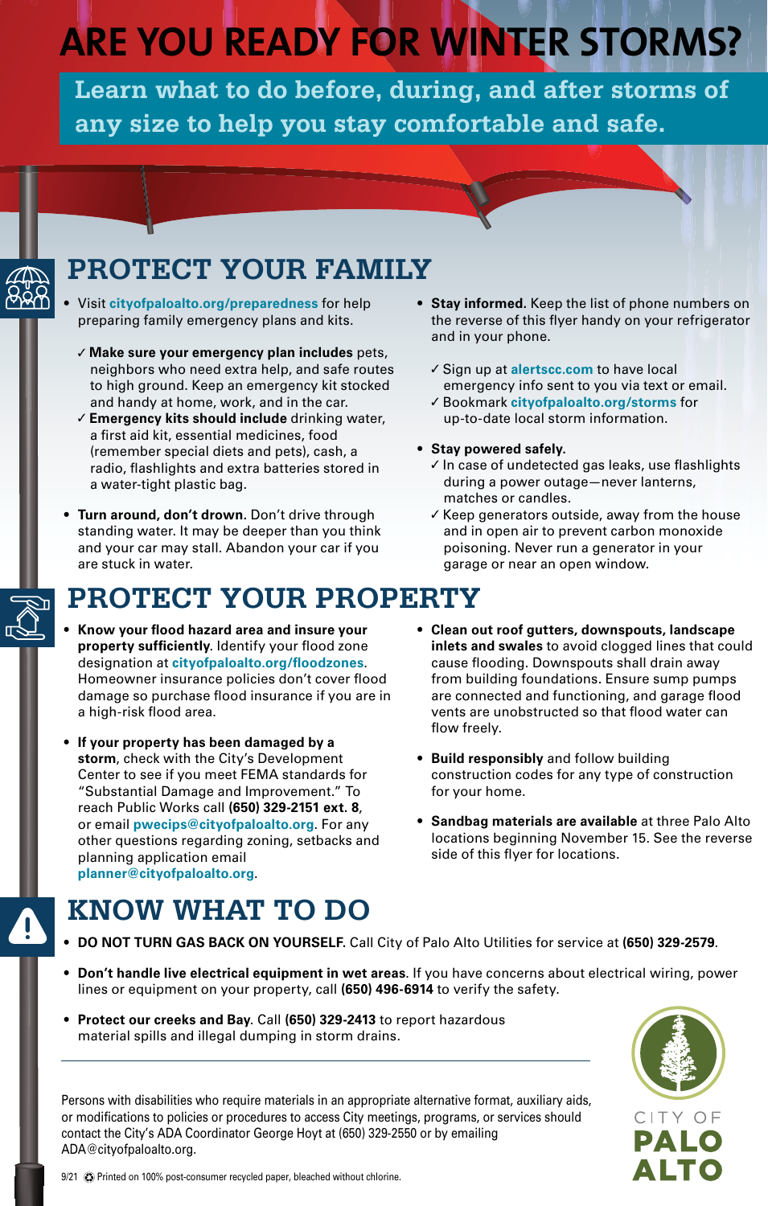# ARE YOU READY FOR WINTER STORMS?

**Learn what to do before, during, and after storms of any size to help you stay comfortable and safe.**

## PROTECT YOUR FAMILY

- Visit **cityofpaloalto.org/preparedness** for help preparing family emergency plans and kits.
  - ✓ **Make sure your emergency plan includes** pets, neighbors who need extra help, and safe routes to high ground. Keep an emergency kit stocked and handy at home, work, and in the car.
  - ✓ **Emergency kits should include** drinking water, a first aid kit, essential medicines, food (remember special diets and pets), cash, a radio, flashlights and extra batteries stored in a water-tight plastic bag.
- **Turn around, don't drown.** Don't drive through standing water. It may be deeper than you think and your car may stall. Abandon your car if you are stuck in water.
- **Stay informed.** Keep the list of phone numbers on the reverse of this flyer handy on your refrigerator and in your phone.
  - ✓ Sign up at **alertscc.com** to have local emergency info sent to you via text or email.
  - ✓ Bookmark **cityofpaloalto.org/storms** for up-to-date local storm information.
- **Stay powered safely.**
  - ✓ In case of undetected gas leaks, use flashlights during a power outage—never lanterns, matches or candles.
  - ✓ Keep generators outside, away from the house and in open air to prevent carbon monoxide poisoning. Never run a generator in your garage or near an open window.

## PROTECT YOUR PROPERTY

- **Know your flood hazard area and insure your property sufficiently**. Identify your flood zone designation at **cityofpaloalto.org/floodzones**. Homeowner insurance policies don't cover flood damage so purchase flood insurance if you are in a high-risk flood area.
- **If your property has been damaged by a storm**, check with the City's Development Center to see if you meet FEMA standards for "Substantial Damage and Improvement." To reach Public Works call **(650) 329-2151 ext. 8**, or email **pwecips@cityofpaloalto.org**. For any other questions regarding zoning, setbacks and planning application email **planner@cityofpaloalto.org**.
- **Clean out roof gutters, downspouts, landscape inlets and swales** to avoid clogged lines that could cause flooding. Downspouts shall drain away from building foundations. Ensure sump pumps are connected and functioning, and garage flood vents are unobstructed so that flood water can flow freely.
- **Build responsibly** and follow building construction codes for any type of construction for your home.
- **Sandbag materials are available** at three Palo Alto locations beginning November 15. See the reverse side of this flyer for locations.

## KNOW WHAT TO DO

- **DO NOT TURN GAS BACK ON YOURSELF**. Call City of Palo Alto Utilities for service at **(650) 329-2579**.
- **Don't handle live electrical equipment in wet areas**. If you have concerns about electrical wiring, power lines or equipment on your property, call **(650) 496-6914** to verify the safety.
- **Protect our creeks and Bay**. Call **(650) 329-2413** to report hazardous material spills and illegal dumping in storm drains.

---

Persons with disabilities who require materials in an appropriate alternative format, auxiliary aids, or modifications to policies or procedures to access City meetings, programs, or services should contact the City's ADA Coordinator George Hoyt at (650) 329-2550 or by emailing ADA@cityofpaloalto.org.

CITY OF **PALO ALTO**

9/21 Printed on 100% post-consumer recycled paper, bleached without chlorine.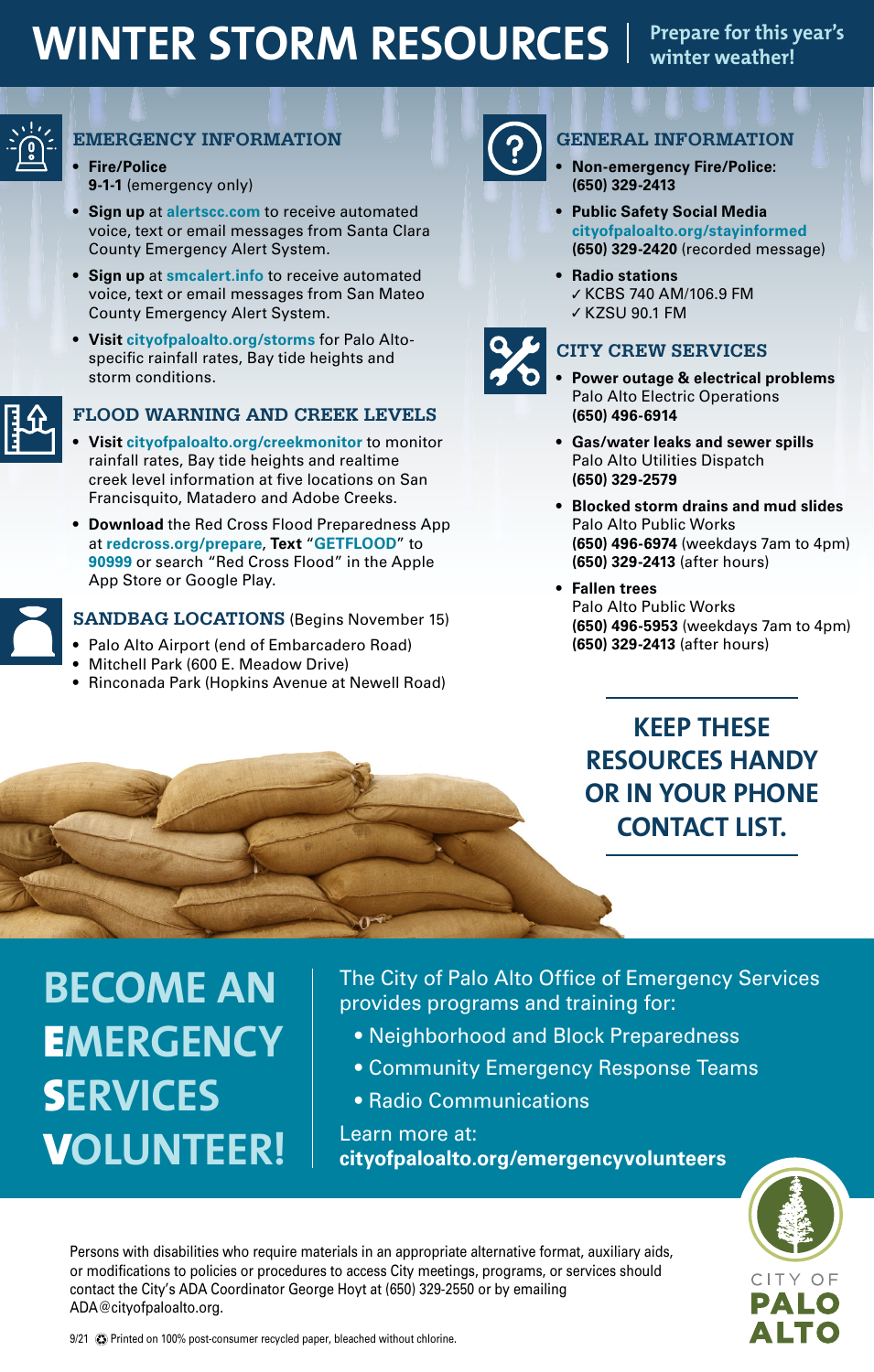# WINTER STORM RESOURCES

Prepare for this year's winter weather!

## EMERGENCY INFORMATION

- **Fire/Police**
  **9-1-1** (emergency only)
- **Sign up** at **alertscc.com** to receive automated voice, text or email messages from Santa Clara County Emergency Alert System.
- **Sign up** at **smcalert.info** to receive automated voice, text or email messages from San Mateo County Emergency Alert System.
- **Visit cityofpaloalto.org/storms** for Palo Alto-specific rainfall rates, Bay tide heights and storm conditions.

## FLOOD WARNING AND CREEK LEVELS

- **Visit cityofpaloalto.org/creekmonitor** to monitor rainfall rates, Bay tide heights and realtime creek level information at five locations on San Francisquito, Matadero and Adobe Creeks.
- **Download** the Red Cross Flood Preparedness App at **redcross.org/prepare**, **Text** "**GETFLOOD**" to **90999** or search "Red Cross Flood" in the Apple App Store or Google Play.

## SANDBAG LOCATIONS (Begins November 15)

- Palo Alto Airport (end of Embarcadero Road)
- Mitchell Park (600 E. Meadow Drive)
- Rinconada Park (Hopkins Avenue at Newell Road)

## GENERAL INFORMATION

- **Non-emergency Fire/Police:**
  **(650) 329-2413**
- **Public Safety Social Media**
  **cityofpaloalto.org/stayinformed**
  **(650) 329-2420** (recorded message)
- **Radio stations**
  ✓ KCBS 740 AM/106.9 FM
  ✓ KZSU 90.1 FM

## CITY CREW SERVICES

- **Power outage & electrical problems**
  Palo Alto Electric Operations
  **(650) 496-6914**
- **Gas/water leaks and sewer spills**
  Palo Alto Utilities Dispatch
  **(650) 329-2579**
- **Blocked storm drains and mud slides**
  Palo Alto Public Works
  **(650) 496-6974** (weekdays 7am to 4pm)
  **(650) 329-2413** (after hours)
- **Fallen trees**
  Palo Alto Public Works
  **(650) 496-5953** (weekdays 7am to 4pm)
  **(650) 329-2413** (after hours)

**KEEP THESE RESOURCES HANDY OR IN YOUR PHONE CONTACT LIST.**

## BECOME AN EMERGENCY SERVICES VOLUNTEER!

The City of Palo Alto Office of Emergency Services provides programs and training for:

- Neighborhood and Block Preparedness
- Community Emergency Response Teams
- Radio Communications

Learn more at:
**cityofpaloalto.org/emergencyvolunteers**

Persons with disabilities who require materials in an appropriate alternative format, auxiliary aids, or modifications to policies or procedures to access City meetings, programs, or services should contact the City's ADA Coordinator George Hoyt at (650) 329-2550 or by emailing ADA@cityofpaloalto.org.

CITY OF PALO ALTO

9/21 Printed on 100% post-consumer recycled paper, bleached without chlorine.